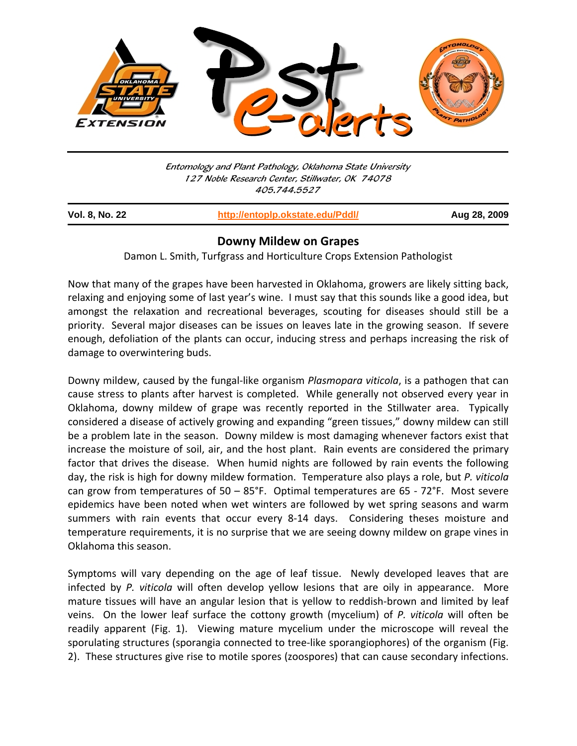Entomology and Plant Pathology, Oklahoma State University
127 Noble Research Center, Stillwater, OK 74078
405.744.5527

| Vol. 8, No. 22 | http://entoplp.okstate.edu/Pddl/ | Aug 28, 2009 |
|---|---|---|

# Downy Mildew on Grapes

Damon L. Smith, Turfgrass and Horticulture Crops Extension Pathologist

Now that many of the grapes have been harvested in Oklahoma, growers are likely sitting back, relaxing and enjoying some of last year's wine. I must say that this sounds like a good idea, but amongst the relaxation and recreational beverages, scouting for diseases should still be a priority. Several major diseases can be issues on leaves late in the growing season. If severe enough, defoliation of the plants can occur, inducing stress and perhaps increasing the risk of damage to overwintering buds.

Downy mildew, caused by the fungal-like organism *Plasmopara viticola*, is a pathogen that can cause stress to plants after harvest is completed. While generally not observed every year in Oklahoma, downy mildew of grape was recently reported in the Stillwater area. Typically considered a disease of actively growing and expanding "green tissues," downy mildew can still be a problem late in the season. Downy mildew is most damaging whenever factors exist that increase the moisture of soil, air, and the host plant. Rain events are considered the primary factor that drives the disease. When humid nights are followed by rain events the following day, the risk is high for downy mildew formation. Temperature also plays a role, but *P. viticola* can grow from temperatures of 50 – 85°F. Optimal temperatures are 65 - 72°F. Most severe epidemics have been noted when wet winters are followed by wet spring seasons and warm summers with rain events that occur every 8-14 days. Considering theses moisture and temperature requirements, it is no surprise that we are seeing downy mildew on grape vines in Oklahoma this season.

Symptoms will vary depending on the age of leaf tissue. Newly developed leaves that are infected by *P. viticola* will often develop yellow lesions that are oily in appearance. More mature tissues will have an angular lesion that is yellow to reddish-brown and limited by leaf veins. On the lower leaf surface the cottony growth (mycelium) of *P. viticola* will often be readily apparent (Fig. 1). Viewing mature mycelium under the microscope will reveal the sporulating structures (sporangia connected to tree-like sporangiophores) of the organism (Fig. 2). These structures give rise to motile spores (zoospores) that can cause secondary infections.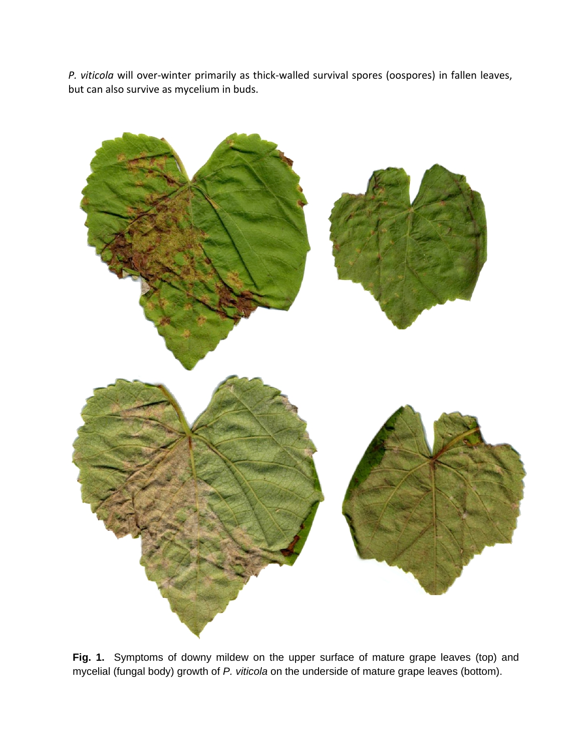*P. viticola* will over-winter primarily as thick-walled survival spores (oospores) in fallen leaves, but can also survive as mycelium in buds.

**Fig. 1.** Symptoms of downy mildew on the upper surface of mature grape leaves (top) and mycelial (fungal body) growth of *P. viticola* on the underside of mature grape leaves (bottom).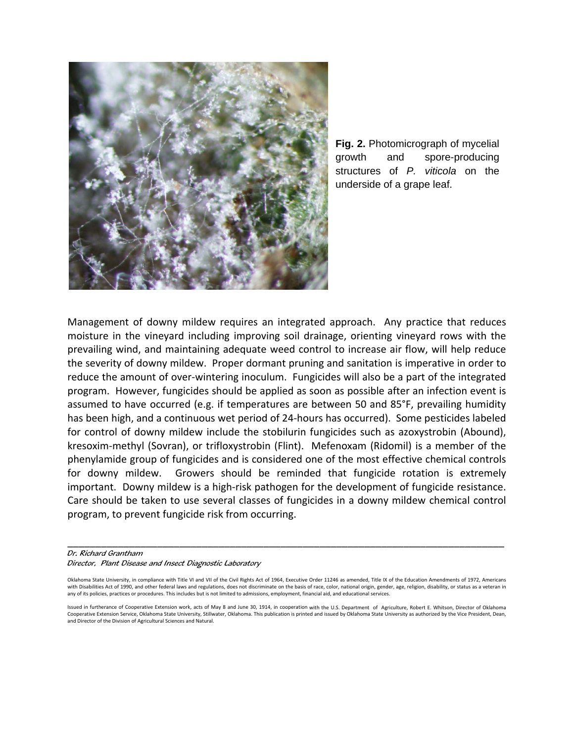**Fig. 2.** Photomicrograph of mycelial growth and spore-producing structures of *P. viticola* on the underside of a grape leaf.

Management of downy mildew requires an integrated approach. Any practice that reduces moisture in the vineyard including improving soil drainage, orienting vineyard rows with the prevailing wind, and maintaining adequate weed control to increase air flow, will help reduce the severity of downy mildew. Proper dormant pruning and sanitation is imperative in order to reduce the amount of over-wintering inoculum. Fungicides will also be a part of the integrated program. However, fungicides should be applied as soon as possible after an infection event is assumed to have occurred (e.g. if temperatures are between 50 and 85°F, prevailing humidity has been high, and a continuous wet period of 24-hours has occurred). Some pesticides labeled for control of downy mildew include the stobilurin fungicides such as azoxystrobin (Abound), kresoxim-methyl (Sovran), or trifloxystrobin (Flint). Mefenoxam (Ridomil) is a member of the phenylamide group of fungicides and is considered one of the most effective chemical controls for downy mildew. Growers should be reminded that fungicide rotation is extremely important. Downy mildew is a high-risk pathogen for the development of fungicide resistance. Care should be taken to use several classes of fungicides in a downy mildew chemical control program, to prevent fungicide risk from occurring.

---

*Dr. Richard Grantham*
*Director, Plant Disease and Insect Diagnostic Laboratory*

Oklahoma State University, in compliance with Title VI and VII of the Civil Rights Act of 1964, Executive Order 11246 as amended, Title IX of the Education Amendments of 1972, Americans with Disabilities Act of 1990, and other federal laws and regulations, does not discriminate on the basis of race, color, national origin, gender, age, religion, disability, or status as a veteran in any of its policies, practices or procedures. This includes but is not limited to admissions, employment, financial aid, and educational services.

Issued in furtherance of Cooperative Extension work, acts of May 8 and June 30, 1914, in cooperation with the U.S. Department of Agriculture, Robert E. Whitson, Director of Oklahoma Cooperative Extension Service, Oklahoma State University, Stillwater, Oklahoma. This publication is printed and issued by Oklahoma State University as authorized by the Vice President, Dean, and Director of the Division of Agricultural Sciences and Natural.